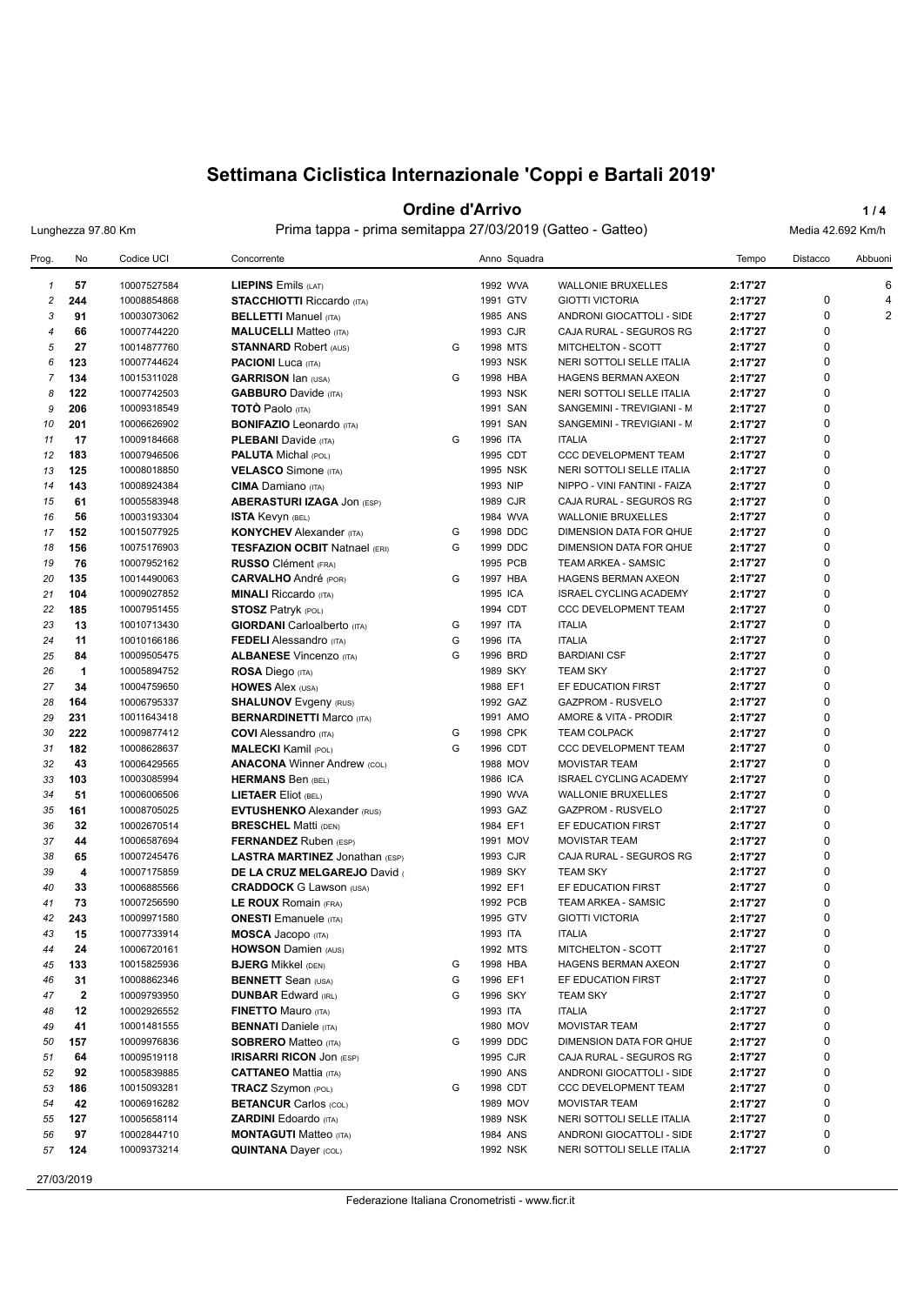# Settimana Ciclistica Internazionale 'Coppi e Bartali 2019'

## Ordine d'Arrivo

Lunghezza 97.80 Km — Prima tappa - prima semitappa 27/03/2019 (Gatteo - Gatteo) — Media 42.692 Km/h

| Prog. | No | Codice UCI | Concorrente | | Anno | Squadra | | Tempo | Distacco | Abbuoni |
|---|---|---|---|---|---|---|---|---|---|---|
| 1 | 57 | 10007527584 | **LIEPINS** Emils (LAT) | | 1992 | WVA | WALLONIE BRUXELLES | **2:17'27** | | 6 |
| 2 | 244 | 10008854868 | **STACCHIOTTI** Riccardo (ITA) | | 1991 | GTV | GIOTTI VICTORIA | **2:17'27** | 0 | 4 |
| 3 | 91 | 10003073062 | **BELLETTI** Manuel (ITA) | | 1985 | ANS | ANDRONI GIOCATTOLI - SIDE | **2:17'27** | 0 | 2 |
| 4 | 66 | 10007744220 | **MALUCELLI** Matteo (ITA) | | 1993 | CJR | CAJA RURAL - SEGUROS RG | **2:17'27** | 0 | |
| 5 | 27 | 10014877760 | **STANNARD** Robert (AUS) | G | 1998 | MTS | MITCHELTON - SCOTT | **2:17'27** | 0 | |
| 6 | 123 | 10007744624 | **PACIONI** Luca (ITA) | | 1993 | NSK | NERI SOTTOLI SELLE ITALIA | **2:17'27** | 0 | |
| 7 | 134 | 10015311028 | **GARRISON** Ian (USA) | G | 1998 | HBA | HAGENS BERMAN AXEON | **2:17'27** | 0 | |
| 8 | 122 | 10007742503 | **GABBURO** Davide (ITA) | | 1993 | NSK | NERI SOTTOLI SELLE ITALIA | **2:17'27** | 0 | |
| 9 | 206 | 10009318549 | **TOTÒ** Paolo (ITA) | | 1991 | SAN | SANGEMINI - TREVIGIANI - M | **2:17'27** | 0 | |
| 10 | 201 | 10006626902 | **BONIFAZIO** Leonardo (ITA) | | 1991 | SAN | SANGEMINI - TREVIGIANI - M | **2:17'27** | 0 | |
| 11 | 17 | 10009184668 | **PLEBANI** Davide (ITA) | G | 1996 | ITA | ITALIA | **2:17'27** | 0 | |
| 12 | 183 | 10007946506 | **PALUTA** Michal (POL) | | 1995 | CDT | CCC DEVELOPMENT TEAM | **2:17'27** | 0 | |
| 13 | 125 | 10008018850 | **VELASCO** Simone (ITA) | | 1995 | NSK | NERI SOTTOLI SELLE ITALIA | **2:17'27** | 0 | |
| 14 | 143 | 10008924384 | **CIMA** Damiano (ITA) | | 1993 | NIP | NIPPO - VINI FANTINI - FAIZA | **2:17'27** | 0 | |
| 15 | 61 | 10005583948 | **ABERASTURI IZAGA** Jon (ESP) | | 1989 | CJR | CAJA RURAL - SEGUROS RG | **2:17'27** | 0 | |
| 16 | 56 | 10003193304 | **ISTA** Kevyn (BEL) | | 1984 | WVA | WALLONIE BRUXELLES | **2:17'27** | 0 | |
| 17 | 152 | 10015077925 | **KONYCHEV** Alexander (ITA) | G | 1998 | DDC | DIMENSION DATA FOR QHUE | **2:17'27** | 0 | |
| 18 | 156 | 10075176903 | **TESFAZION OCBIT** Natnael (ERI) | G | 1999 | DDC | DIMENSION DATA FOR QHUE | **2:17'27** | 0 | |
| 19 | 76 | 10007952162 | **RUSSO** Clément (FRA) | | 1995 | PCB | TEAM ARKEA - SAMSIC | **2:17'27** | 0 | |
| 20 | 135 | 10014490063 | **CARVALHO** André (POR) | G | 1997 | HBA | HAGENS BERMAN AXEON | **2:17'27** | 0 | |
| 21 | 104 | 10009027852 | **MINALI** Riccardo (ITA) | | 1995 | ICA | ISRAEL CYCLING ACADEMY | **2:17'27** | 0 | |
| 22 | 185 | 10007951455 | **STOSZ** Patryk (POL) | | 1994 | CDT | CCC DEVELOPMENT TEAM | **2:17'27** | 0 | |
| 23 | 13 | 10010713430 | **GIORDANI** Carloalberto (ITA) | G | 1997 | ITA | ITALIA | **2:17'27** | 0 | |
| 24 | 11 | 10010166186 | **FEDELI** Alessandro (ITA) | G | 1996 | ITA | ITALIA | **2:17'27** | 0 | |
| 25 | 84 | 10009505475 | **ALBANESE** Vincenzo (ITA) | G | 1996 | BRD | BARDIANI CSF | **2:17'27** | 0 | |
| 26 | 1 | 10005894752 | **ROSA** Diego (ITA) | | 1989 | SKY | TEAM SKY | **2:17'27** | 0 | |
| 27 | 34 | 10004759650 | **HOWES** Alex (USA) | | 1988 | EF1 | EF EDUCATION FIRST | **2:17'27** | 0 | |
| 28 | 164 | 10006795337 | **SHALUNOV** Evgeny (RUS) | | 1992 | GAZ | GAZPROM - RUSVELO | **2:17'27** | 0 | |
| 29 | 231 | 10011643418 | **BERNARDINETTI** Marco (ITA) | | 1991 | AMO | AMORE & VITA - PRODIR | **2:17'27** | 0 | |
| 30 | 222 | 10009877412 | **COVI** Alessandro (ITA) | G | 1998 | CPK | TEAM COLPACK | **2:17'27** | 0 | |
| 31 | 182 | 10008628637 | **MALECKI** Kamil (POL) | G | 1996 | CDT | CCC DEVELOPMENT TEAM | **2:17'27** | 0 | |
| 32 | 43 | 10006429565 | **ANACONA** Winner Andrew (COL) | | 1988 | MOV | MOVISTAR TEAM | **2:17'27** | 0 | |
| 33 | 103 | 10003085994 | **HERMANS** Ben (BEL) | | 1986 | ICA | ISRAEL CYCLING ACADEMY | **2:17'27** | 0 | |
| 34 | 51 | 10006006506 | **LIETAER** Eliot (BEL) | | 1990 | WVA | WALLONIE BRUXELLES | **2:17'27** | 0 | |
| 35 | 161 | 10008705025 | **EVTUSHENKO** Alexander (RUS) | | 1993 | GAZ | GAZPROM - RUSVELO | **2:17'27** | 0 | |
| 36 | 32 | 10002670514 | **BRESCHEL** Matti (DEN) | | 1984 | EF1 | EF EDUCATION FIRST | **2:17'27** | 0 | |
| 37 | 44 | 10006587694 | **FERNANDEZ** Ruben (ESP) | | 1991 | MOV | MOVISTAR TEAM | **2:17'27** | 0 | |
| 38 | 65 | 10007245476 | **LASTRA MARTINEZ** Jonathan (ESP) | | 1993 | CJR | CAJA RURAL - SEGUROS RG | **2:17'27** | 0 | |
| 39 | 4 | 10007175859 | **DE LA CRUZ MELGAREJO** David ( | | 1989 | SKY | TEAM SKY | **2:17'27** | 0 | |
| 40 | 33 | 10006885566 | **CRADDOCK** G Lawson (USA) | | 1992 | EF1 | EF EDUCATION FIRST | **2:17'27** | 0 | |
| 41 | 73 | 10007256590 | **LE ROUX** Romain (FRA) | | 1992 | PCB | TEAM ARKEA - SAMSIC | **2:17'27** | 0 | |
| 42 | 243 | 10009971580 | **ONESTI** Emanuele (ITA) | | 1995 | GTV | GIOTTI VICTORIA | **2:17'27** | 0 | |
| 43 | 15 | 10007733914 | **MOSCA** Jacopo (ITA) | | 1993 | ITA | ITALIA | **2:17'27** | 0 | |
| 44 | 24 | 10006720161 | **HOWSON** Damien (AUS) | | 1992 | MTS | MITCHELTON - SCOTT | **2:17'27** | 0 | |
| 45 | 133 | 10015825936 | **BJERG** Mikkel (DEN) | G | 1998 | HBA | HAGENS BERMAN AXEON | **2:17'27** | 0 | |
| 46 | 31 | 10008862346 | **BENNETT** Sean (USA) | G | 1996 | EF1 | EF EDUCATION FIRST | **2:17'27** | 0 | |
| 47 | 2 | 10009793950 | **DUNBAR** Edward (IRL) | G | 1996 | SKY | TEAM SKY | **2:17'27** | 0 | |
| 48 | 12 | 10002926552 | **FINETTO** Mauro (ITA) | | 1993 | ITA | ITALIA | **2:17'27** | 0 | |
| 49 | 41 | 10001481555 | **BENNATI** Daniele (ITA) | | 1980 | MOV | MOVISTAR TEAM | **2:17'27** | 0 | |
| 50 | 157 | 10009976836 | **SOBRERO** Matteo (ITA) | G | 1999 | DDC | DIMENSION DATA FOR QHUE | **2:17'27** | 0 | |
| 51 | 64 | 10009519118 | **IRISARRI RICON** Jon (ESP) | | 1995 | CJR | CAJA RURAL - SEGUROS RG | **2:17'27** | 0 | |
| 52 | 92 | 10005839885 | **CATTANEO** Mattia (ITA) | | 1990 | ANS | ANDRONI GIOCATTOLI - SIDE | **2:17'27** | 0 | |
| 53 | 186 | 10015093281 | **TRACZ** Szymon (POL) | G | 1998 | CDT | CCC DEVELOPMENT TEAM | **2:17'27** | 0 | |
| 54 | 42 | 10006916282 | **BETANCUR** Carlos (COL) | | 1989 | MOV | MOVISTAR TEAM | **2:17'27** | 0 | |
| 55 | 127 | 10005658114 | **ZARDINI** Edoardo (ITA) | | 1989 | NSK | NERI SOTTOLI SELLE ITALIA | **2:17'27** | 0 | |
| 56 | 97 | 10002844710 | **MONTAGUTI** Matteo (ITA) | | 1984 | ANS | ANDRONI GIOCATTOLI - SIDE | **2:17'27** | 0 | |
| 57 | 124 | 10009373214 | **QUINTANA** Dayer (COL) | | 1992 | NSK | NERI SOTTOLI SELLE ITALIA | **2:17'27** | 0 | |

27/03/2019

Federazione Italiana Cronometristi - www.ficr.it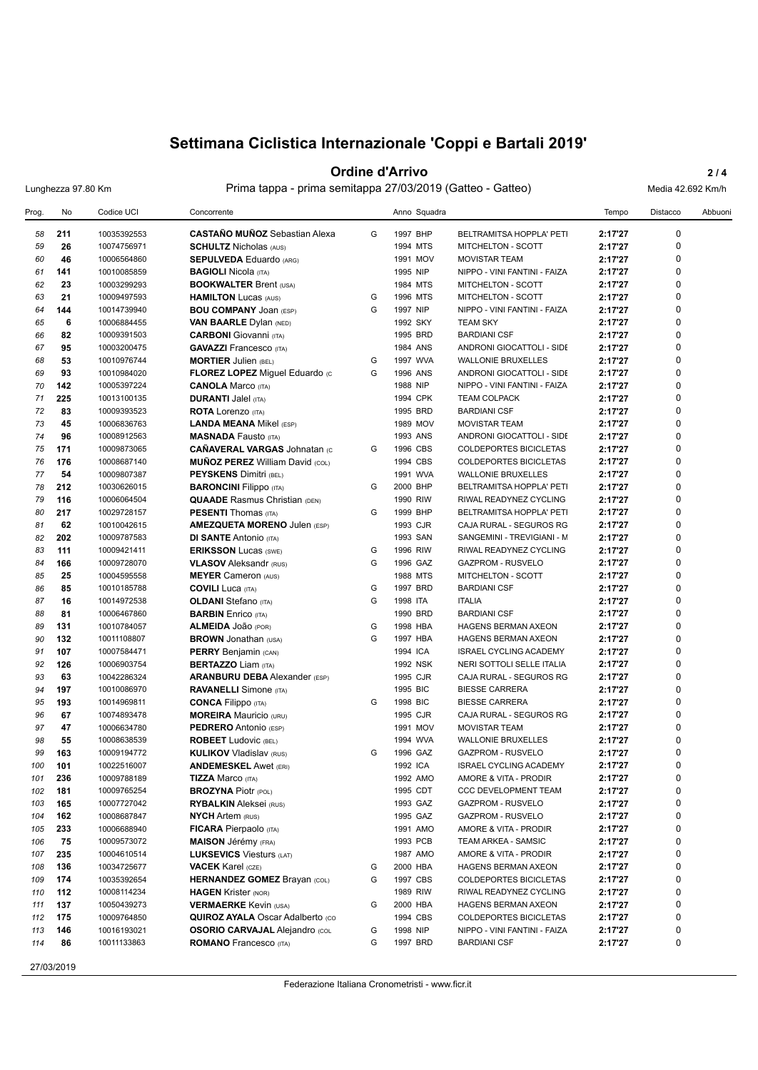# Settimana Ciclistica Internazionale 'Coppi e Bartali 2019'

## Ordine d'Arrivo

Lunghezza 97.80 Km — Prima tappa - prima semitappa 27/03/2019 (Gatteo - Gatteo) — Media 42.692 Km/h

| Prog. | No | Codice UCI | Concorrente | | Anno | Squadra | | Tempo | Distacco | Abbuoni |
|---|---|---|---|---|---|---|---|---|---|---|
| 58 | 211 | 10035392553 | **CASTAÑO MUÑOZ** Sebastian Alexa | G | 1997 | BHP | BELTRAMITSA HOPPLA' PETI | **2:17'27** | 0 | |
| 59 | 26 | 10074756971 | **SCHULTZ** Nicholas (AUS) | | 1994 | MTS | MITCHELTON - SCOTT | **2:17'27** | 0 | |
| 60 | 46 | 10006564860 | **SEPULVEDA** Eduardo (ARG) | | 1991 | MOV | MOVISTAR TEAM | **2:17'27** | 0 | |
| 61 | 141 | 10010085859 | **BAGIOLI** Nicola (ITA) | | 1995 | NIP | NIPPO - VINI FANTINI - FAIZA | **2:17'27** | 0 | |
| 62 | 23 | 10003299293 | **BOOKWALTER** Brent (USA) | | 1984 | MTS | MITCHELTON - SCOTT | **2:17'27** | 0 | |
| 63 | 21 | 10009497593 | **HAMILTON** Lucas (AUS) | G | 1996 | MTS | MITCHELTON - SCOTT | **2:17'27** | 0 | |
| 64 | 144 | 10014739940 | **BOU COMPANY** Joan (ESP) | G | 1997 | NIP | NIPPO - VINI FANTINI - FAIZA | **2:17'27** | 0 | |
| 65 | 6 | 10006884455 | **VAN BAARLE** Dylan (NED) | | 1992 | SKY | TEAM SKY | **2:17'27** | 0 | |
| 66 | 82 | 10009391503 | **CARBONI** Giovanni (ITA) | | 1995 | BRD | BARDIANI CSF | **2:17'27** | 0 | |
| 67 | 95 | 10003200475 | **GAVAZZI** Francesco (ITA) | | 1984 | ANS | ANDRONI GIOCATTOLI - SIDE | **2:17'27** | 0 | |
| 68 | 53 | 10010976744 | **MORTIER** Julien (BEL) | G | 1997 | WVA | WALLONIE BRUXELLES | **2:17'27** | 0 | |
| 69 | 93 | 10010984020 | **FLOREZ LOPEZ** Miguel Eduardo (C | G | 1996 | ANS | ANDRONI GIOCATTOLI - SIDE | **2:17'27** | 0 | |
| 70 | 142 | 10005397224 | **CANOLA** Marco (ITA) | | 1988 | NIP | NIPPO - VINI FANTINI - FAIZA | **2:17'27** | 0 | |
| 71 | 225 | 10013100135 | **DURANTI** Jalel (ITA) | | 1994 | CPK | TEAM COLPACK | **2:17'27** | 0 | |
| 72 | 83 | 10009393523 | **ROTA** Lorenzo (ITA) | | 1995 | BRD | BARDIANI CSF | **2:17'27** | 0 | |
| 73 | 45 | 10006836763 | **LANDA MEANA** Mikel (ESP) | | 1989 | MOV | MOVISTAR TEAM | **2:17'27** | 0 | |
| 74 | 96 | 10008912563 | **MASNADA** Fausto (ITA) | | 1993 | ANS | ANDRONI GIOCATTOLI - SIDE | **2:17'27** | 0 | |
| 75 | 171 | 10009873065 | **CAÑAVERAL VARGAS** Johnatan (C | G | 1996 | CBS | COLDEPORTES BICICLETAS | **2:17'27** | 0 | |
| 76 | 176 | 10008687140 | **MUÑOZ PEREZ** William David (COL) | | 1994 | CBS | COLDEPORTES BICICLETAS | **2:17'27** | 0 | |
| 77 | 54 | 10009807387 | **PEYSKENS** Dimitri (BEL) | | 1991 | WVA | WALLONIE BRUXELLES | **2:17'27** | 0 | |
| 78 | 212 | 10030626015 | **BARONCINI** Filippo (ITA) | G | 2000 | BHP | BELTRAMITSA HOPPLA' PETI | **2:17'27** | 0 | |
| 79 | 116 | 10006064504 | **QUAADE** Rasmus Christian (DEN) | | 1990 | RIW | RIWAL READYNEZ CYCLING | **2:17'27** | 0 | |
| 80 | 217 | 10029728157 | **PESENTI** Thomas (ITA) | G | 1999 | BHP | BELTRAMITSA HOPPLA' PETI | **2:17'27** | 0 | |
| 81 | 62 | 10010042615 | **AMEZQUETA MORENO** Julen (ESP) | | 1993 | CJR | CAJA RURAL - SEGUROS RG | **2:17'27** | 0 | |
| 82 | 202 | 10009787583 | **DI SANTE** Antonio (ITA) | | 1993 | SAN | SANGEMINI - TREVIGIANI - M | **2:17'27** | 0 | |
| 83 | 111 | 10009421411 | **ERIKSSON** Lucas (SWE) | G | 1996 | RIW | RIWAL READYNEZ CYCLING | **2:17'27** | 0 | |
| 84 | 166 | 10009728070 | **VLASOV** Aleksandr (RUS) | G | 1996 | GAZ | GAZPROM - RUSVELO | **2:17'27** | 0 | |
| 85 | 25 | 10004595558 | **MEYER** Cameron (AUS) | | 1988 | MTS | MITCHELTON - SCOTT | **2:17'27** | 0 | |
| 86 | 85 | 10010185788 | **COVILI** Luca (ITA) | G | 1997 | BRD | BARDIANI CSF | **2:17'27** | 0 | |
| 87 | 16 | 10014972538 | **OLDANI** Stefano (ITA) | G | 1998 | ITA | ITALIA | **2:17'27** | 0 | |
| 88 | 81 | 10006467860 | **BARBIN** Enrico (ITA) | | 1990 | BRD | BARDIANI CSF | **2:17'27** | 0 | |
| 89 | 131 | 10010784057 | **ALMEIDA** João (POR) | G | 1998 | HBA | HAGENS BERMAN AXEON | **2:17'27** | 0 | |
| 90 | 132 | 10011108807 | **BROWN** Jonathan (USA) | G | 1997 | HBA | HAGENS BERMAN AXEON | **2:17'27** | 0 | |
| 91 | 107 | 10007584471 | **PERRY** Benjamin (CAN) | | 1994 | ICA | ISRAEL CYCLING ACADEMY | **2:17'27** | 0 | |
| 92 | 126 | 10006903754 | **BERTAZZO** Liam (ITA) | | 1992 | NSK | NERI SOTTOLI SELLE ITALIA | **2:17'27** | 0 | |
| 93 | 63 | 10042286324 | **ARANBURU DEBA** Alexander (ESP) | | 1995 | CJR | CAJA RURAL - SEGUROS RG | **2:17'27** | 0 | |
| 94 | 197 | 10010086970 | **RAVANELLI** Simone (ITA) | | 1995 | BIC | BIESSE CARRERA | **2:17'27** | 0 | |
| 95 | 193 | 10014969811 | **CONCA** Filippo (ITA) | G | 1998 | BIC | BIESSE CARRERA | **2:17'27** | 0 | |
| 96 | 67 | 10074893478 | **MOREIRA** Mauricio (URU) | | 1995 | CJR | CAJA RURAL - SEGUROS RG | **2:17'27** | 0 | |
| 97 | 47 | 10006634780 | **PEDRERO** Antonio (ESP) | | 1991 | MOV | MOVISTAR TEAM | **2:17'27** | 0 | |
| 98 | 55 | 10008638539 | **ROBEET** Ludovic (BEL) | | 1994 | WVA | WALLONIE BRUXELLES | **2:17'27** | 0 | |
| 99 | 163 | 10009194772 | **KULIKOV** Vladislav (RUS) | G | 1996 | GAZ | GAZPROM - RUSVELO | **2:17'27** | 0 | |
| 100 | 101 | 10022516007 | **ANDEMESKEL** Awet (ERI) | | 1992 | ICA | ISRAEL CYCLING ACADEMY | **2:17'27** | 0 | |
| 101 | 236 | 10009788189 | **TIZZA** Marco (ITA) | | 1992 | AMO | AMORE & VITA - PRODIR | **2:17'27** | 0 | |
| 102 | 181 | 10009765254 | **BROZYNA** Piotr (POL) | | 1995 | CDT | CCC DEVELOPMENT TEAM | **2:17'27** | 0 | |
| 103 | 165 | 10007727042 | **RYBALKIN** Aleksei (RUS) | | 1993 | GAZ | GAZPROM - RUSVELO | **2:17'27** | 0 | |
| 104 | 162 | 10008687847 | **NYCH** Artem (RUS) | | 1995 | GAZ | GAZPROM - RUSVELO | **2:17'27** | 0 | |
| 105 | 233 | 10006688940 | **FICARA** Pierpaolo (ITA) | | 1991 | AMO | AMORE & VITA - PRODIR | **2:17'27** | 0 | |
| 106 | 75 | 10009573072 | **MAISON** Jérémy (FRA) | | 1993 | PCB | TEAM ARKEA - SAMSIC | **2:17'27** | 0 | |
| 107 | 235 | 10004610514 | **LUKSEVICS** Viesturs (LAT) | | 1987 | AMO | AMORE & VITA - PRODIR | **2:17'27** | 0 | |
| 108 | 136 | 10034725677 | **VACEK** Karel (CZE) | G | 2000 | HBA | HAGENS BERMAN AXEON | **2:17'27** | 0 | |
| 109 | 174 | 10035392654 | **HERNANDEZ GOMEZ** Brayan (COL) | G | 1997 | CBS | COLDEPORTES BICICLETAS | **2:17'27** | 0 | |
| 110 | 112 | 10008114234 | **HAGEN** Krister (NOR) | | 1989 | RIW | RIWAL READYNEZ CYCLING | **2:17'27** | 0 | |
| 111 | 137 | 10050439273 | **VERMAERKE** Kevin (USA) | G | 2000 | HBA | HAGENS BERMAN AXEON | **2:17'27** | 0 | |
| 112 | 175 | 10009764850 | **QUIROZ AYALA** Oscar Adalberto (CO | | 1994 | CBS | COLDEPORTES BICICLETAS | **2:17'27** | 0 | |
| 113 | 146 | 10016193021 | **OSORIO CARVAJAL** Alejandro (COL | G | 1998 | NIP | NIPPO - VINI FANTINI - FAIZA | **2:17'27** | 0 | |
| 114 | 86 | 10011133863 | **ROMANO** Francesco (ITA) | G | 1997 | BRD | BARDIANI CSF | **2:17'27** | 0 | |

27/03/2019

Federazione Italiana Cronometristi - www.ficr.it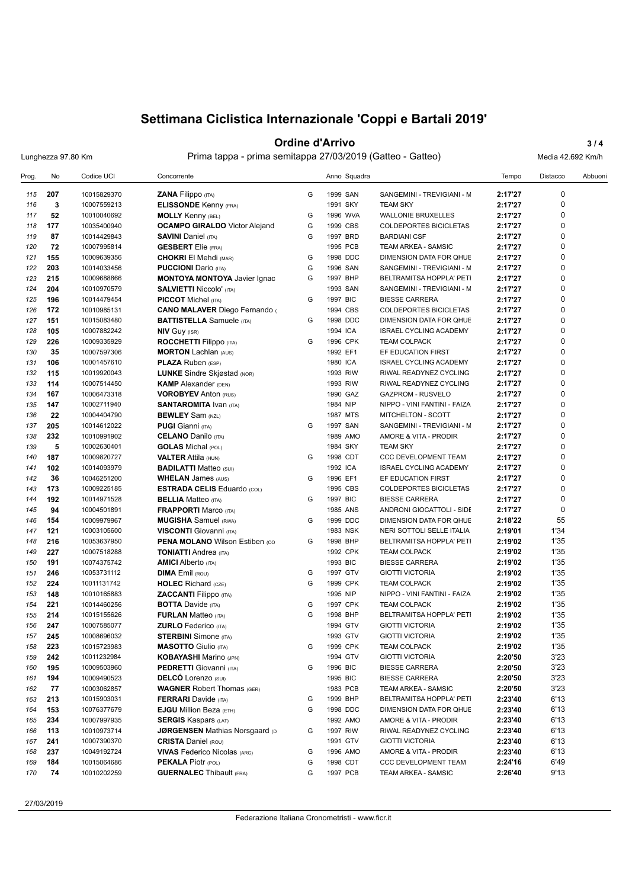# Settimana Ciclistica Internazionale 'Coppi e Bartali 2019'

## Ordine d'Arrivo

Lunghezza 97.80 Km — Prima tappa - prima semitappa 27/03/2019 (Gatteo - Gatteo) — Media 42.692 Km/h

| Prog. | No | Codice UCI | Concorrente | | Anno | Squadra | | Tempo | Distacco | Abbuoni |
|---|---|---|---|---|---|---|---|---|---|---|
| 115 | 207 | 10015829370 | **ZANA** Filippo (ITA) | G | 1999 | SAN | SANGEMINI - TREVIGIANI - M | **2:17'27** | 0 | |
| 116 | 3 | 10007559213 | **ELISSONDE** Kenny (FRA) | | 1991 | SKY | TEAM SKY | **2:17'27** | 0 | |
| 117 | 52 | 10010040692 | **MOLLY** Kenny (BEL) | G | 1996 | WVA | WALLONIE BRUXELLES | **2:17'27** | 0 | |
| 118 | 177 | 10035400940 | **OCAMPO GIRALDO** Victor Alejand | G | 1999 | CBS | COLDEPORTES BICICLETAS | **2:17'27** | 0 | |
| 119 | 87 | 10014429843 | **SAVINI** Daniel (ITA) | G | 1997 | BRD | BARDIANI CSF | **2:17'27** | 0 | |
| 120 | 72 | 10007995814 | **GESBERT** Elie (FRA) | | 1995 | PCB | TEAM ARKEA - SAMSIC | **2:17'27** | 0 | |
| 121 | 155 | 10009639356 | **CHOKRI** El Mehdi (MAR) | G | 1998 | DDC | DIMENSION DATA FOR QHUE | **2:17'27** | 0 | |
| 122 | 203 | 10014033456 | **PUCCIONI** Dario (ITA) | G | 1996 | SAN | SANGEMINI - TREVIGIANI - M | **2:17'27** | 0 | |
| 123 | 215 | 10009688866 | **MONTOYA MONTOYA** Javier Ignac | G | 1997 | BHP | BELTRAMITSA HOPPLA' PETI | **2:17'27** | 0 | |
| 124 | 204 | 10010970579 | **SALVIETTI** Niccolo' (ITA) | | 1993 | SAN | SANGEMINI - TREVIGIANI - M | **2:17'27** | 0 | |
| 125 | 196 | 10014479454 | **PICCOT** Michel (ITA) | G | 1997 | BIC | BIESSE CARRERA | **2:17'27** | 0 | |
| 126 | 172 | 10010985131 | **CANO MALAVER** Diego Fernando ( | | 1994 | CBS | COLDEPORTES BICICLETAS | **2:17'27** | 0 | |
| 127 | 151 | 10015083480 | **BATTISTELLA** Samuele (ITA) | G | 1998 | DDC | DIMENSION DATA FOR QHUE | **2:17'27** | 0 | |
| 128 | 105 | 10007882242 | **NIV** Guy (ISR) | | 1994 | ICA | ISRAEL CYCLING ACADEMY | **2:17'27** | 0 | |
| 129 | 226 | 10009335929 | **ROCCHETTI** Filippo (ITA) | G | 1996 | CPK | TEAM COLPACK | **2:17'27** | 0 | |
| 130 | 35 | 10007597306 | **MORTON** Lachlan (AUS) | | 1992 | EF1 | EF EDUCATION FIRST | **2:17'27** | 0 | |
| 131 | 106 | 10001457610 | **PLAZA** Ruben (ESP) | | 1980 | ICA | ISRAEL CYCLING ACADEMY | **2:17'27** | 0 | |
| 132 | 115 | 10019920043 | **LUNKE** Sindre Skjøstad (NOR) | | 1993 | RIW | RIWAL READYNEZ CYCLING | **2:17'27** | 0 | |
| 133 | 114 | 10007514450 | **KAMP** Alexander (DEN) | | 1993 | RIW | RIWAL READYNEZ CYCLING | **2:17'27** | 0 | |
| 134 | 167 | 10006473318 | **VOROBYEV** Anton (RUS) | | 1990 | GAZ | GAZPROM - RUSVELO | **2:17'27** | 0 | |
| 135 | 147 | 10002711940 | **SANTAROMITA** Ivan (ITA) | | 1984 | NIP | NIPPO - VINI FANTINI - FAIZA | **2:17'27** | 0 | |
| 136 | 22 | 10004404790 | **BEWLEY** Sam (NZL) | | 1987 | MTS | MITCHELTON - SCOTT | **2:17'27** | 0 | |
| 137 | 205 | 10014612022 | **PUGI** Gianni (ITA) | G | 1997 | SAN | SANGEMINI - TREVIGIANI - M | **2:17'27** | 0 | |
| 138 | 232 | 10010991902 | **CELANO** Danilo (ITA) | | 1989 | AMO | AMORE & VITA - PRODIR | **2:17'27** | 0 | |
| 139 | 5 | 10002630401 | **GOLAS** Michal (POL) | | 1984 | SKY | TEAM SKY | **2:17'27** | 0 | |
| 140 | 187 | 10009820727 | **VALTER** Attila (HUN) | G | 1998 | CDT | CCC DEVELOPMENT TEAM | **2:17'27** | 0 | |
| 141 | 102 | 10014093979 | **BADILATTI** Matteo (SUI) | | 1992 | ICA | ISRAEL CYCLING ACADEMY | **2:17'27** | 0 | |
| 142 | 36 | 10046251200 | **WHELAN** James (AUS) | G | 1996 | EF1 | EF EDUCATION FIRST | **2:17'27** | 0 | |
| 143 | 173 | 10009225185 | **ESTRADA CELIS** Eduardo (COL) | | 1995 | CBS | COLDEPORTES BICICLETAS | **2:17'27** | 0 | |
| 144 | 192 | 10014971528 | **BELLIA** Matteo (ITA) | G | 1997 | BIC | BIESSE CARRERA | **2:17'27** | 0 | |
| 145 | 94 | 10004501891 | **FRAPPORTI** Marco (ITA) | | 1985 | ANS | ANDRONI GIOCATTOLI - SIDE | **2:17'27** | 0 | |
| 146 | 154 | 10009979967 | **MUGISHA** Samuel (RWA) | G | 1999 | DDC | DIMENSION DATA FOR QHUE | **2:18'22** | 55 | |
| 147 | 121 | 10003105600 | **VISCONTI** Giovanni (ITA) | | 1983 | NSK | NERI SOTTOLI SELLE ITALIA | **2:19'01** | 1'34 | |
| 148 | 216 | 10053637950 | **PENA MOLANO** Wilson Estiben (CO | G | 1998 | BHP | BELTRAMITSA HOPPLA' PETI | **2:19'02** | 1'35 | |
| 149 | 227 | 10007518288 | **TONIATTI** Andrea (ITA) | | 1992 | CPK | TEAM COLPACK | **2:19'02** | 1'35 | |
| 150 | 191 | 10074375742 | **AMICI** Alberto (ITA) | | 1993 | BIC | BIESSE CARRERA | **2:19'02** | 1'35 | |
| 151 | 246 | 10053731112 | **DIMA** Emil (ROU) | G | 1997 | GTV | GIOTTI VICTORIA | **2:19'02** | 1'35 | |
| 152 | 224 | 10011131742 | **HOLEC** Richard (CZE) | G | 1999 | CPK | TEAM COLPACK | **2:19'02** | 1'35 | |
| 153 | 148 | 10010165883 | **ZACCANTI** Filippo (ITA) | | 1995 | NIP | NIPPO - VINI FANTINI - FAIZA | **2:19'02** | 1'35 | |
| 154 | 221 | 10014460256 | **BOTTA** Davide (ITA) | G | 1997 | CPK | TEAM COLPACK | **2:19'02** | 1'35 | |
| 155 | 214 | 10015155626 | **FURLAN** Matteo (ITA) | G | 1998 | BHP | BELTRAMITSA HOPPLA' PETI | **2:19'02** | 1'35 | |
| 156 | 247 | 10007585077 | **ZURLO** Federico (ITA) | | 1994 | GTV | GIOTTI VICTORIA | **2:19'02** | 1'35 | |
| 157 | 245 | 10008696032 | **STERBINI** Simone (ITA) | | 1993 | GTV | GIOTTI VICTORIA | **2:19'02** | 1'35 | |
| 158 | 223 | 10015723983 | **MASOTTO** Giulio (ITA) | G | 1999 | CPK | TEAM COLPACK | **2:19'02** | 1'35 | |
| 159 | 242 | 10011232984 | **KOBAYASHI** Marino (JPN) | | 1994 | GTV | GIOTTI VICTORIA | **2:20'50** | 3'23 | |
| 160 | 195 | 10009503960 | **PEDRETTI** Giovanni (ITA) | G | 1996 | BIC | BIESSE CARRERA | **2:20'50** | 3'23 | |
| 161 | 194 | 10009490523 | **DELCÓ** Lorenzo (SUI) | | 1995 | BIC | BIESSE CARRERA | **2:20'50** | 3'23 | |
| 162 | 77 | 10003062857 | **WAGNER** Robert Thomas (GER) | | 1983 | PCB | TEAM ARKEA - SAMSIC | **2:20'50** | 3'23 | |
| 163 | 213 | 10015903031 | **FERRARI** Davide (ITA) | G | 1999 | BHP | BELTRAMITSA HOPPLA' PETI | **2:23'40** | 6'13 | |
| 164 | 153 | 10076377679 | **EJGU** Million Beza (ETH) | G | 1998 | DDC | DIMENSION DATA FOR QHUE | **2:23'40** | 6'13 | |
| 165 | 234 | 10007997935 | **SERGIS** Kaspars (LAT) | | 1992 | AMO | AMORE & VITA - PRODIR | **2:23'40** | 6'13 | |
| 166 | 113 | 10010973714 | **JØRGENSEN** Mathias Norsgaard (D | G | 1997 | RIW | RIWAL READYNEZ CYCLING | **2:23'40** | 6'13 | |
| 167 | 241 | 10007390370 | **CRISTA** Daniel (ROU) | | 1991 | GTV | GIOTTI VICTORIA | **2:23'40** | 6'13 | |
| 168 | 237 | 10049192724 | **VIVAS** Federico Nicolas (ARG) | G | 1996 | AMO | AMORE & VITA - PRODIR | **2:23'40** | 6'13 | |
| 169 | 184 | 10015064686 | **PEKALA** Piotr (POL) | G | 1998 | CDT | CCC DEVELOPMENT TEAM | **2:24'16** | 6'49 | |
| 170 | 74 | 10010202259 | **GUERNALEC** Thibault (FRA) | G | 1997 | PCB | TEAM ARKEA - SAMSIC | **2:26'40** | 9'13 | |

27/03/2019

Federazione Italiana Cronometristi - www.ficr.it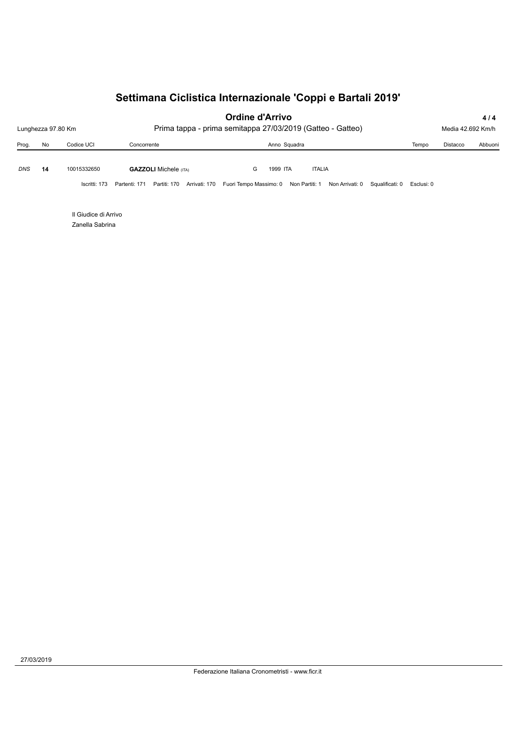# Settimana Ciclistica Internazionale 'Coppi e Bartali 2019'

## Ordine d'Arrivo

Lunghezza 97.80 Km

Prima tappa - prima semitappa 27/03/2019 (Gatteo - Gatteo)

Media 42.692 Km/h

| Prog. | No | Codice UCI | Concorrente | | Anno | Squadra | | Tempo | Distacco | Abbuoni |
|---|---|---|---|---|---|---|---|---|---|---|
| *DNS* | **14** | 10015332650 | **GAZZOLI** Michele (ITA) | G | 1999 | ITA | ITALIA | | | |

Iscritti: 173 Partenti: 171 Partiti: 170 Arrivati: 170 Fuori Tempo Massimo: 0 Non Partiti: 1 Non Arrivati: 0 Squalificati: 0 Esclusi: 0

Il Giudice di Arrivo
Zanella Sabrina

27/03/2019

Federazione Italiana Cronometristi - www.ficr.it